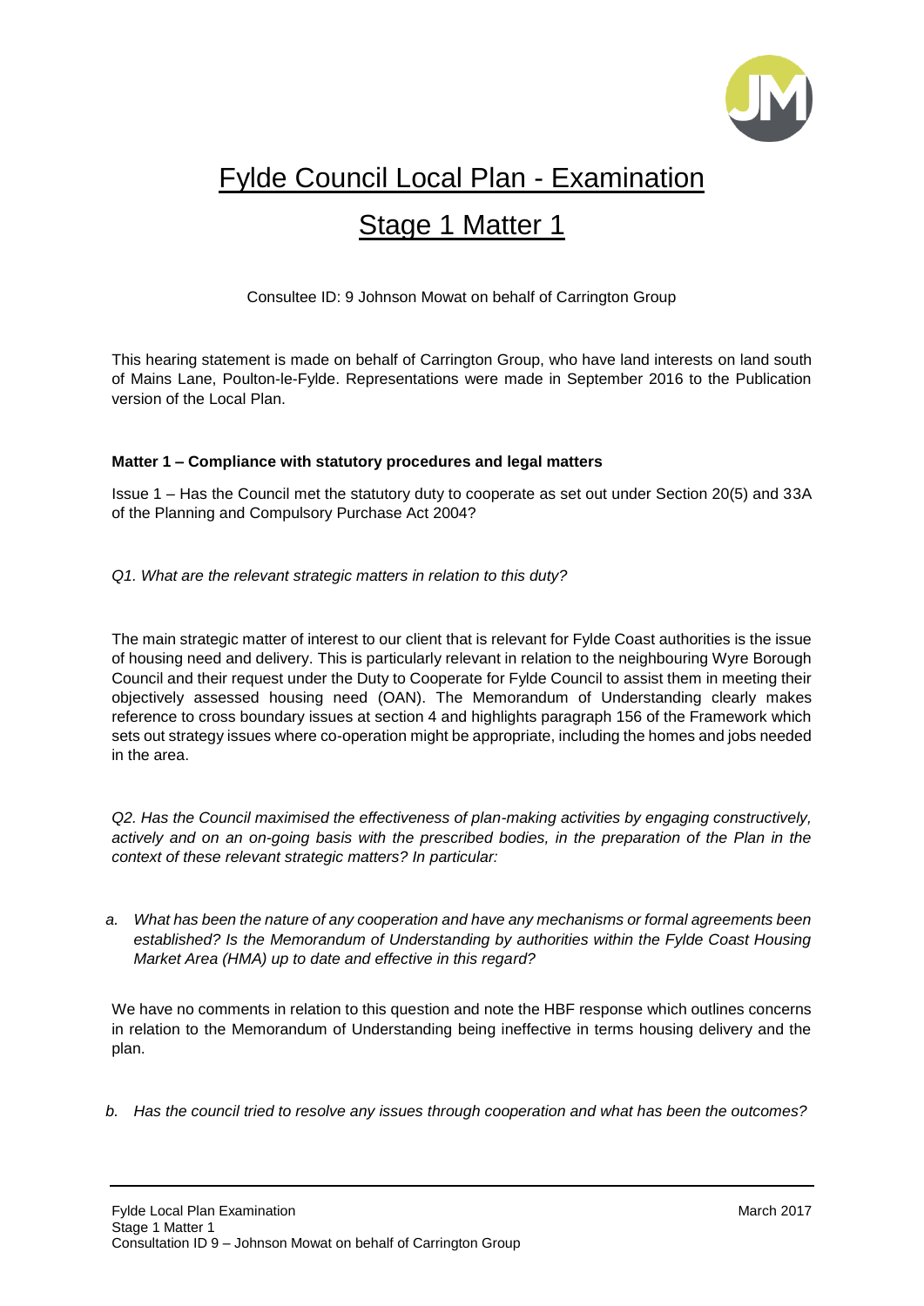# Fylde Council Local Plan - Examination

# Stage 1 Matter 1

Consultee ID: 9 Johnson Mowat on behalf of Carrington Group

This hearing statement is made on behalf of Carrington Group, who have land interests on land south of Mains Lane, Poulton-le-Fylde. Representations were made in September 2016 to the Publication version of the Local Plan.

**Matter 1 – Compliance with statutory procedures and legal matters**

Issue 1 – Has the Council met the statutory duty to cooperate as set out under Section 20(5) and 33A of the Planning and Compulsory Purchase Act 2004?

*Q1. What are the relevant strategic matters in relation to this duty?*

The main strategic matter of interest to our client that is relevant for Fylde Coast authorities is the issue of housing need and delivery. This is particularly relevant in relation to the neighbouring Wyre Borough Council and their request under the Duty to Cooperate for Fylde Council to assist them in meeting their objectively assessed housing need (OAN). The Memorandum of Understanding clearly makes reference to cross boundary issues at section 4 and highlights paragraph 156 of the Framework which sets out strategy issues where co-operation might be appropriate, including the homes and jobs needed in the area.

*Q2. Has the Council maximised the effectiveness of plan-making activities by engaging constructively, actively and on an on-going basis with the prescribed bodies, in the preparation of the Plan in the context of these relevant strategic matters? In particular:*

*a. What has been the nature of any cooperation and have any mechanisms or formal agreements been established? Is the Memorandum of Understanding by authorities within the Fylde Coast Housing Market Area (HMA) up to date and effective in this regard?*

We have no comments in relation to this question and note the HBF response which outlines concerns in relation to the Memorandum of Understanding being ineffective in terms housing delivery and the plan.

*b. Has the council tried to resolve any issues through cooperation and what has been the outcomes?*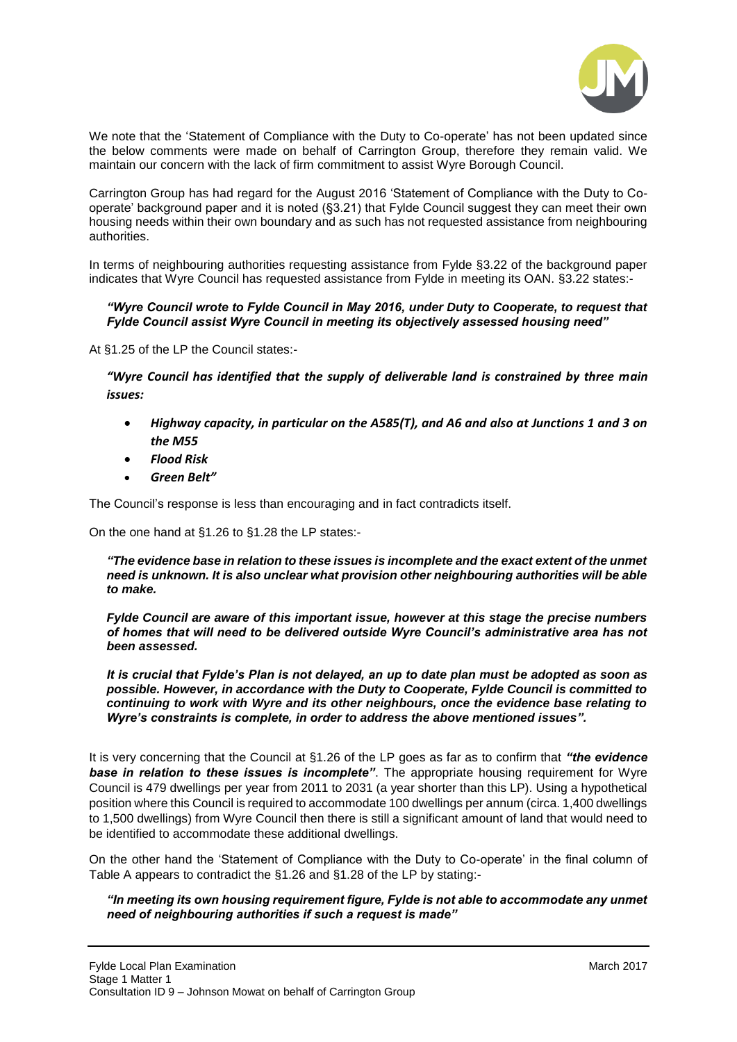We note that the 'Statement of Compliance with the Duty to Co-operate' has not been updated since the below comments were made on behalf of Carrington Group, therefore they remain valid. We maintain our concern with the lack of firm commitment to assist Wyre Borough Council.

Carrington Group has had regard for the August 2016 'Statement of Compliance with the Duty to Co-operate' background paper and it is noted (§3.21) that Fylde Council suggest they can meet their own housing needs within their own boundary and as such has not requested assistance from neighbouring authorities.

In terms of neighbouring authorities requesting assistance from Fylde §3.22 of the background paper indicates that Wyre Council has requested assistance from Fylde in meeting its OAN. §3.22 states:-

***"Wyre Council wrote to Fylde Council in May 2016, under Duty to Cooperate, to request that Fylde Council assist Wyre Council in meeting its objectively assessed housing need"***

At §1.25 of the LP the Council states:-

***"Wyre Council has identified that the supply of deliverable land is constrained by three main issues:***

- ***Highway capacity, in particular on the A585(T), and A6 and also at Junctions 1 and 3 on the M55***
- ***Flood Risk***
- ***Green Belt"***

The Council's response is less than encouraging and in fact contradicts itself.

On the one hand at §1.26 to §1.28 the LP states:-

***"The evidence base in relation to these issues is incomplete and the exact extent of the unmet need is unknown. It is also unclear what provision other neighbouring authorities will be able to make.***

***Fylde Council are aware of this important issue, however at this stage the precise numbers of homes that will need to be delivered outside Wyre Council's administrative area has not been assessed.***

***It is crucial that Fylde's Plan is not delayed, an up to date plan must be adopted as soon as possible. However, in accordance with the Duty to Cooperate, Fylde Council is committed to continuing to work with Wyre and its other neighbours, once the evidence base relating to Wyre's constraints is complete, in order to address the above mentioned issues".***

It is very concerning that the Council at §1.26 of the LP goes as far as to confirm that ***"the evidence base in relation to these issues is incomplete"***. The appropriate housing requirement for Wyre Council is 479 dwellings per year from 2011 to 2031 (a year shorter than this LP). Using a hypothetical position where this Council is required to accommodate 100 dwellings per annum (circa. 1,400 dwellings to 1,500 dwellings) from Wyre Council then there is still a significant amount of land that would need to be identified to accommodate these additional dwellings.

On the other hand the 'Statement of Compliance with the Duty to Co-operate' in the final column of Table A appears to contradict the §1.26 and §1.28 of the LP by stating:-

***"In meeting its own housing requirement figure, Fylde is not able to accommodate any unmet need of neighbouring authorities if such a request is made"***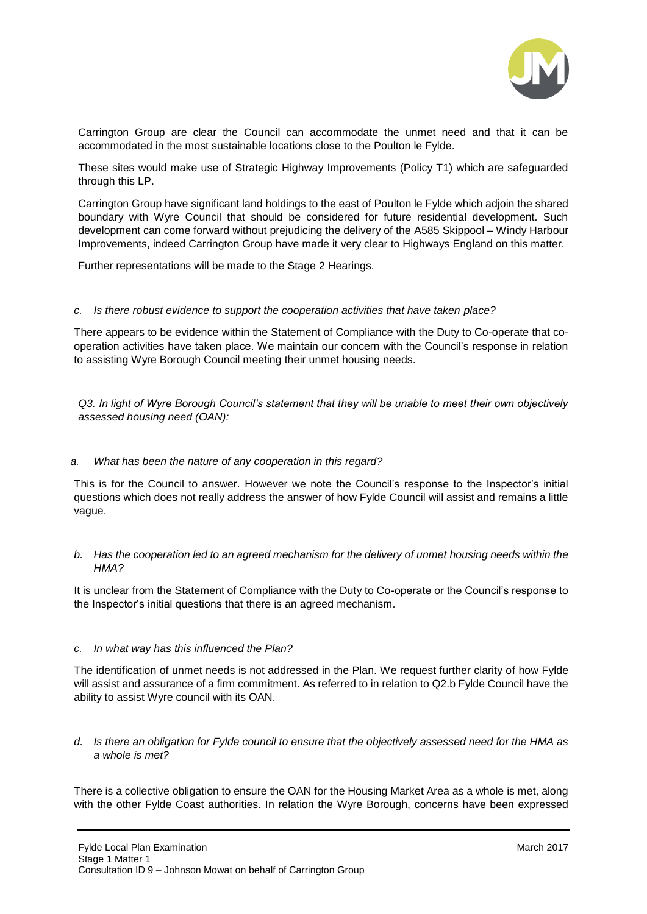Carrington Group are clear the Council can accommodate the unmet need and that it can be accommodated in the most sustainable locations close to the Poulton le Fylde.

These sites would make use of Strategic Highway Improvements (Policy T1) which are safeguarded through this LP.

Carrington Group have significant land holdings to the east of Poulton le Fylde which adjoin the shared boundary with Wyre Council that should be considered for future residential development. Such development can come forward without prejudicing the delivery of the A585 Skippool – Windy Harbour Improvements, indeed Carrington Group have made it very clear to Highways England on this matter.

Further representations will be made to the Stage 2 Hearings.

*c. Is there robust evidence to support the cooperation activities that have taken place?*

There appears to be evidence within the Statement of Compliance with the Duty to Co-operate that co-operation activities have taken place. We maintain our concern with the Council's response in relation to assisting Wyre Borough Council meeting their unmet housing needs.

*Q3. In light of Wyre Borough Council's statement that they will be unable to meet their own objectively assessed housing need (OAN):*

*a. What has been the nature of any cooperation in this regard?*

This is for the Council to answer. However we note the Council's response to the Inspector's initial questions which does not really address the answer of how Fylde Council will assist and remains a little vague.

*b. Has the cooperation led to an agreed mechanism for the delivery of unmet housing needs within the HMA?*

It is unclear from the Statement of Compliance with the Duty to Co-operate or the Council's response to the Inspector's initial questions that there is an agreed mechanism.

*c. In what way has this influenced the Plan?*

The identification of unmet needs is not addressed in the Plan. We request further clarity of how Fylde will assist and assurance of a firm commitment. As referred to in relation to Q2.b Fylde Council have the ability to assist Wyre council with its OAN.

*d. Is there an obligation for Fylde council to ensure that the objectively assessed need for the HMA as a whole is met?*

There is a collective obligation to ensure the OAN for the Housing Market Area as a whole is met, along with the other Fylde Coast authorities. In relation the Wyre Borough, concerns have been expressed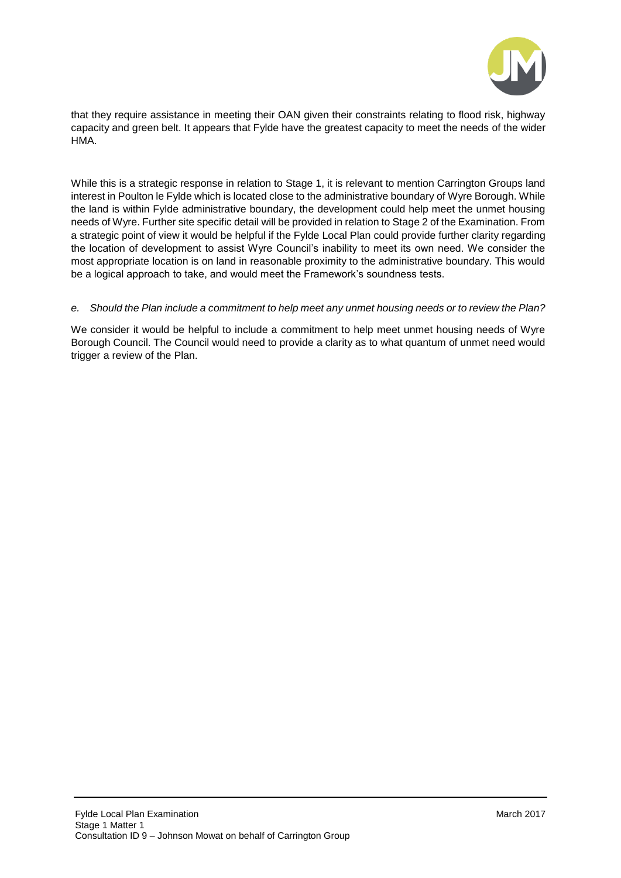that they require assistance in meeting their OAN given their constraints relating to flood risk, highway capacity and green belt. It appears that Fylde have the greatest capacity to meet the needs of the wider HMA.

While this is a strategic response in relation to Stage 1, it is relevant to mention Carrington Groups land interest in Poulton le Fylde which is located close to the administrative boundary of Wyre Borough. While the land is within Fylde administrative boundary, the development could help meet the unmet housing needs of Wyre. Further site specific detail will be provided in relation to Stage 2 of the Examination. From a strategic point of view it would be helpful if the Fylde Local Plan could provide further clarity regarding the location of development to assist Wyre Council's inability to meet its own need. We consider the most appropriate location is on land in reasonable proximity to the administrative boundary. This would be a logical approach to take, and would meet the Framework's soundness tests.

*e. Should the Plan include a commitment to help meet any unmet housing needs or to review the Plan?*

We consider it would be helpful to include a commitment to help meet unmet housing needs of Wyre Borough Council. The Council would need to provide a clarity as to what quantum of unmet need would trigger a review of the Plan.